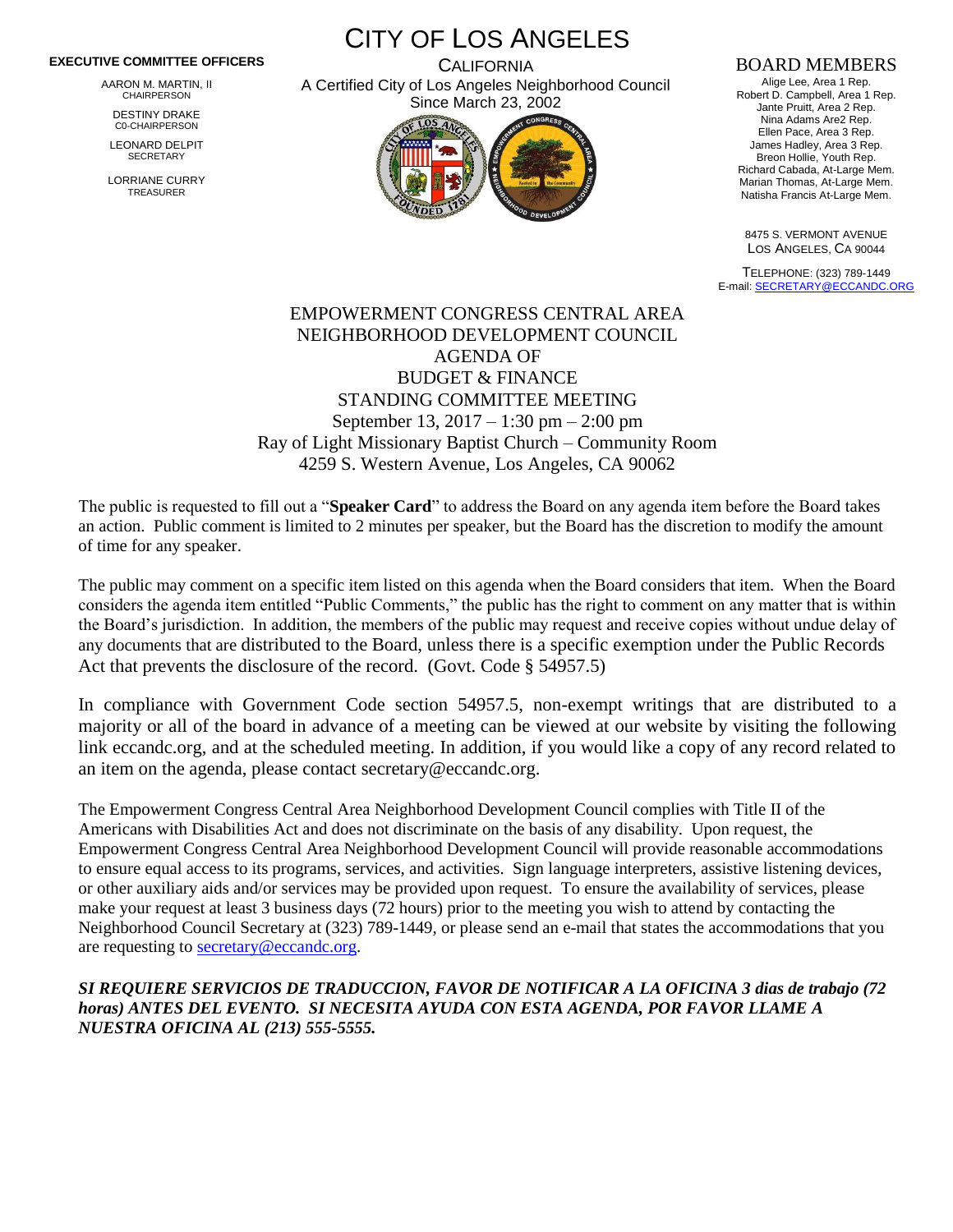# CITY OF LOS ANGELES

CALIFORNIA

A Certified City of Los Angeles Neighborhood Council

Since March 23, 2002

**EXECUTIVE COMMITTEE OFFICERS**

AARON M. MARTIN, II
CHAIRPERSON

DESTINY DRAKE
C0-CHAIRPERSON

LEONARD DELPIT
SECRETARY

LORRIANE CURRY
TREASURER

## BOARD MEMBERS

Alige Lee, Area 1 Rep.
Robert D. Campbell, Area 1 Rep.
Jante Pruitt, Area 2 Rep.
Nina Adams Are2 Rep.
Ellen Pace, Area 3 Rep.
James Hadley, Area 3 Rep.
Breon Hollie, Youth Rep.
Richard Cabada, At-Large Mem.
Marian Thomas, At-Large Mem.
Natisha Francis At-Large Mem.

8475 S. VERMONT AVENUE
LOS ANGELES, CA 90044

TELEPHONE: (323) 789-1449
E-mail: SECRETARY@ECCANDC.ORG

EMPOWERMENT CONGRESS CENTRAL AREA
NEIGHBORHOOD DEVELOPMENT COUNCIL
AGENDA OF
BUDGET & FINANCE
STANDING COMMITTEE MEETING
September 13, 2017 – 1:30 pm – 2:00 pm
Ray of Light Missionary Baptist Church – Community Room
4259 S. Western Avenue, Los Angeles, CA 90062

The public is requested to fill out a "**Speaker Card**" to address the Board on any agenda item before the Board takes an action. Public comment is limited to 2 minutes per speaker, but the Board has the discretion to modify the amount of time for any speaker.

The public may comment on a specific item listed on this agenda when the Board considers that item. When the Board considers the agenda item entitled "Public Comments," the public has the right to comment on any matter that is within the Board's jurisdiction. In addition, the members of the public may request and receive copies without undue delay of any documents that are distributed to the Board, unless there is a specific exemption under the Public Records Act that prevents the disclosure of the record. (Govt. Code § 54957.5)

In compliance with Government Code section 54957.5, non-exempt writings that are distributed to a majority or all of the board in advance of a meeting can be viewed at our website by visiting the following link eccandc.org, and at the scheduled meeting. In addition, if you would like a copy of any record related to an item on the agenda, please contact secretary@eccandc.org.

The Empowerment Congress Central Area Neighborhood Development Council complies with Title II of the Americans with Disabilities Act and does not discriminate on the basis of any disability. Upon request, the Empowerment Congress Central Area Neighborhood Development Council will provide reasonable accommodations to ensure equal access to its programs, services, and activities. Sign language interpreters, assistive listening devices, or other auxiliary aids and/or services may be provided upon request. To ensure the availability of services, please make your request at least 3 business days (72 hours) prior to the meeting you wish to attend by contacting the Neighborhood Council Secretary at (323) 789-1449, or please send an e-mail that states the accommodations that you are requesting to secretary@eccandc.org.

***SI REQUIERE SERVICIOS DE TRADUCCION, FAVOR DE NOTIFICAR A LA OFICINA 3 dias de trabajo (72 horas) ANTES DEL EVENTO. SI NECESITA AYUDA CON ESTA AGENDA, POR FAVOR LLAME A NUESTRA OFICINA AL (213) 555-5555.***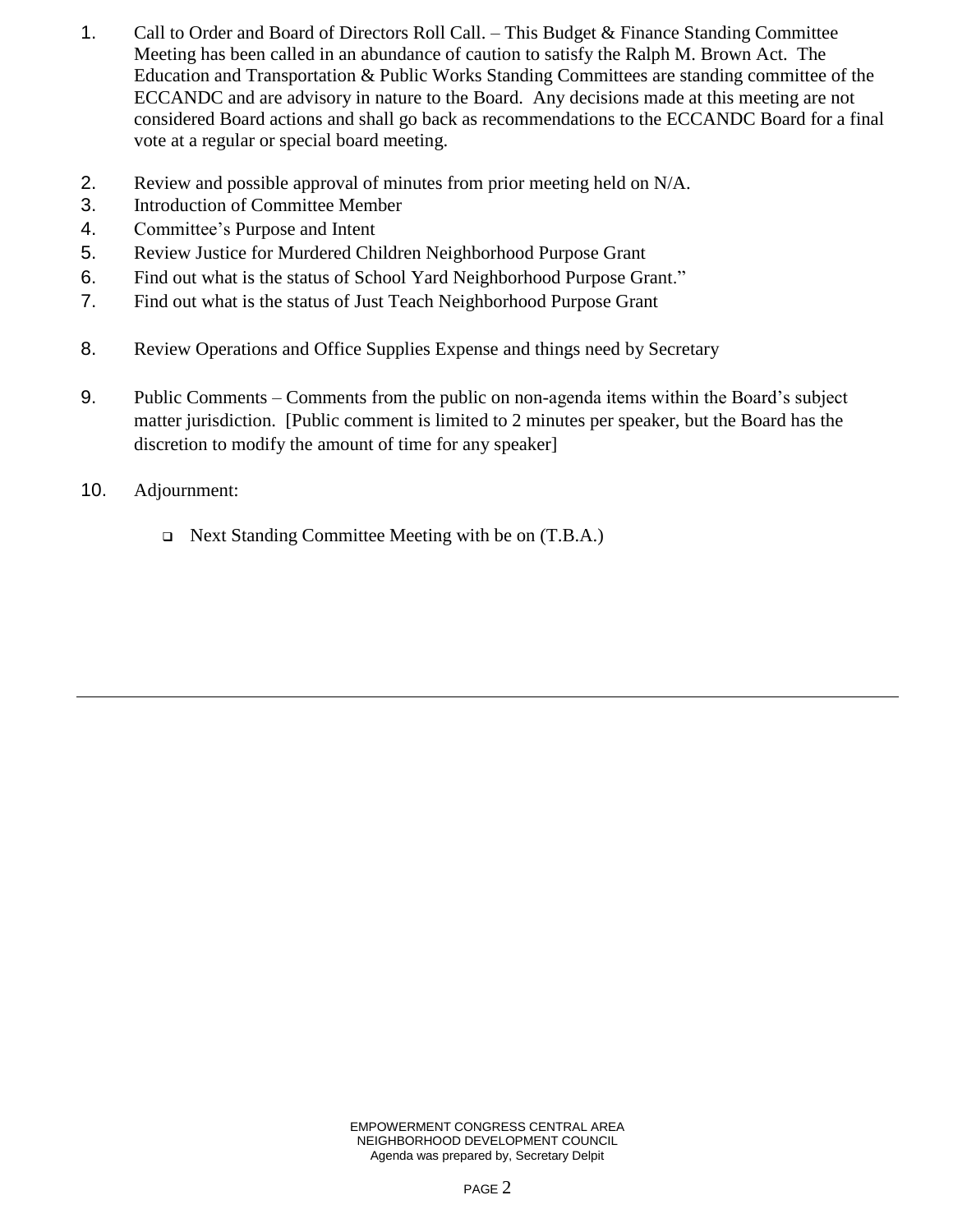1. Call to Order and Board of Directors Roll Call. – This Budget & Finance Standing Committee Meeting has been called in an abundance of caution to satisfy the Ralph M. Brown Act. The Education and Transportation & Public Works Standing Committees are standing committee of the ECCANDC and are advisory in nature to the Board. Any decisions made at this meeting are not considered Board actions and shall go back as recommendations to the ECCANDC Board for a final vote at a regular or special board meeting.

2. Review and possible approval of minutes from prior meeting held on N/A.
3. Introduction of Committee Member
4. Committee's Purpose and Intent
5. Review Justice for Murdered Children Neighborhood Purpose Grant
6. Find out what is the status of School Yard Neighborhood Purpose Grant."
7. Find out what is the status of Just Teach Neighborhood Purpose Grant

8. Review Operations and Office Supplies Expense and things need by Secretary

9. Public Comments – Comments from the public on non-agenda items within the Board's subject matter jurisdiction. [Public comment is limited to 2 minutes per speaker, but the Board has the discretion to modify the amount of time for any speaker]

10. Adjournment:

    - Next Standing Committee Meeting with be on (T.B.A.)

---

EMPOWERMENT CONGRESS CENTRAL AREA
NEIGHBORHOOD DEVELOPMENT COUNCIL
Agenda was prepared by, Secretary Delpit